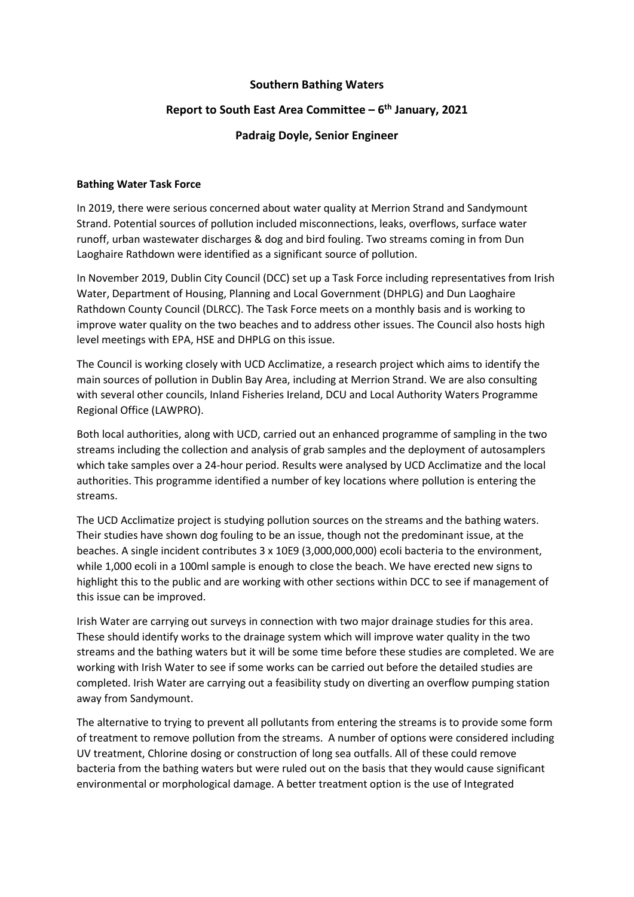**Southern Bathing Waters**

**Report to South East Area Committee – 6th January, 2021**

**Padraig Doyle, Senior Engineer**

**Bathing Water Task Force**

In 2019, there were serious concerned about water quality at Merrion Strand and Sandymount Strand. Potential sources of pollution included misconnections, leaks, overflows, surface water runoff, urban wastewater discharges & dog and bird fouling. Two streams coming in from Dun Laoghaire Rathdown were identified as a significant source of pollution.

In November 2019, Dublin City Council (DCC) set up a Task Force including representatives from Irish Water, Department of Housing, Planning and Local Government (DHPLG) and Dun Laoghaire Rathdown County Council (DLRCC). The Task Force meets on a monthly basis and is working to improve water quality on the two beaches and to address other issues. The Council also hosts high level meetings with EPA, HSE and DHPLG on this issue.

The Council is working closely with UCD Acclimatize, a research project which aims to identify the main sources of pollution in Dublin Bay Area, including at Merrion Strand. We are also consulting with several other councils, Inland Fisheries Ireland, DCU and Local Authority Waters Programme Regional Office (LAWPRO).

Both local authorities, along with UCD, carried out an enhanced programme of sampling in the two streams including the collection and analysis of grab samples and the deployment of autosamplers which take samples over a 24-hour period. Results were analysed by UCD Acclimatize and the local authorities. This programme identified a number of key locations where pollution is entering the streams.

The UCD Acclimatize project is studying pollution sources on the streams and the bathing waters. Their studies have shown dog fouling to be an issue, though not the predominant issue, at the beaches. A single incident contributes 3 x 10E9 (3,000,000,000) ecoli bacteria to the environment, while 1,000 ecoli in a 100ml sample is enough to close the beach. We have erected new signs to highlight this to the public and are working with other sections within DCC to see if management of this issue can be improved.

Irish Water are carrying out surveys in connection with two major drainage studies for this area. These should identify works to the drainage system which will improve water quality in the two streams and the bathing waters but it will be some time before these studies are completed. We are working with Irish Water to see if some works can be carried out before the detailed studies are completed. Irish Water are carrying out a feasibility study on diverting an overflow pumping station away from Sandymount.

The alternative to trying to prevent all pollutants from entering the streams is to provide some form of treatment to remove pollution from the streams. A number of options were considered including UV treatment, Chlorine dosing or construction of long sea outfalls. All of these could remove bacteria from the bathing waters but were ruled out on the basis that they would cause significant environmental or morphological damage. A better treatment option is the use of Integrated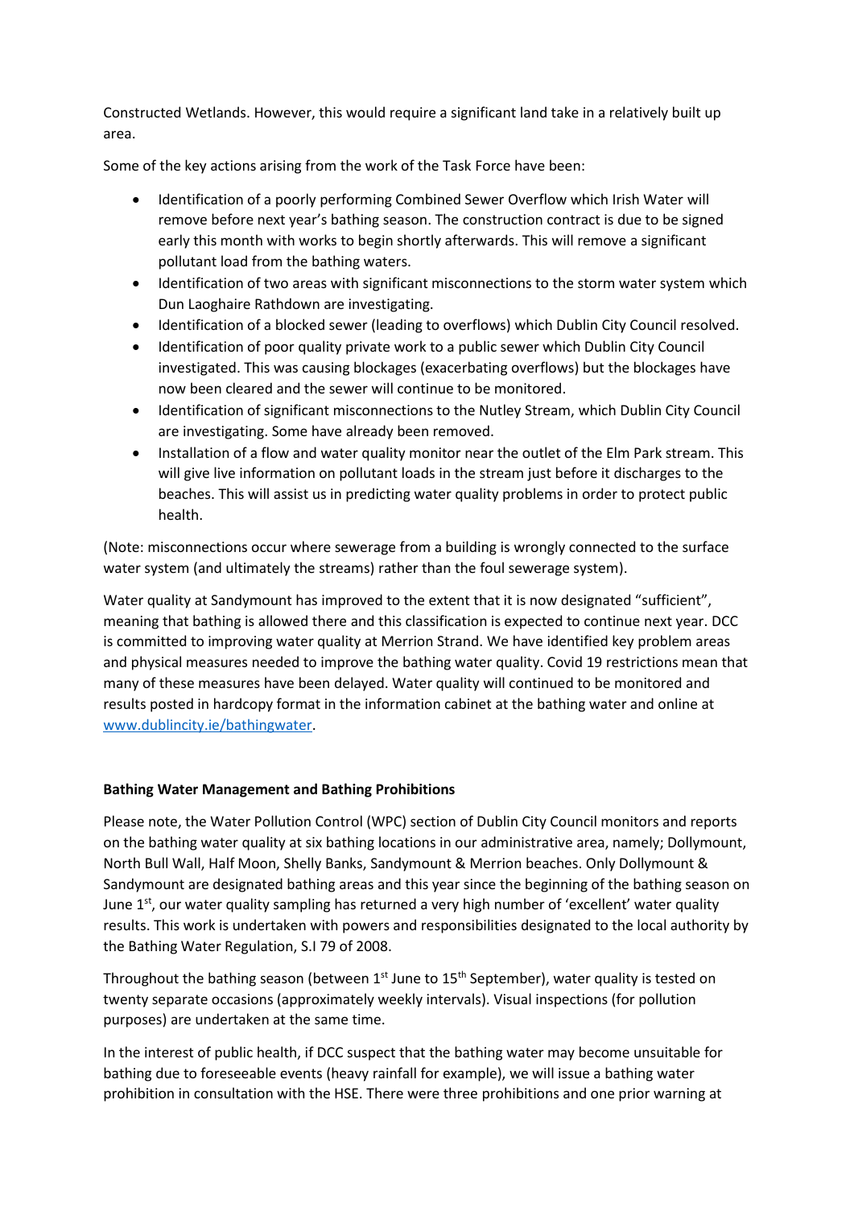Constructed Wetlands. However, this would require a significant land take in a relatively built up area.

Some of the key actions arising from the work of the Task Force have been:

- Identification of a poorly performing Combined Sewer Overflow which Irish Water will remove before next year's bathing season. The construction contract is due to be signed early this month with works to begin shortly afterwards. This will remove a significant pollutant load from the bathing waters.
- Identification of two areas with significant misconnections to the storm water system which Dun Laoghaire Rathdown are investigating.
- Identification of a blocked sewer (leading to overflows) which Dublin City Council resolved.
- Identification of poor quality private work to a public sewer which Dublin City Council investigated. This was causing blockages (exacerbating overflows) but the blockages have now been cleared and the sewer will continue to be monitored.
- Identification of significant misconnections to the Nutley Stream, which Dublin City Council are investigating. Some have already been removed.
- Installation of a flow and water quality monitor near the outlet of the Elm Park stream. This will give live information on pollutant loads in the stream just before it discharges to the beaches. This will assist us in predicting water quality problems in order to protect public health.

(Note: misconnections occur where sewerage from a building is wrongly connected to the surface water system (and ultimately the streams) rather than the foul sewerage system).

Water quality at Sandymount has improved to the extent that it is now designated "sufficient", meaning that bathing is allowed there and this classification is expected to continue next year. DCC is committed to improving water quality at Merrion Strand. We have identified key problem areas and physical measures needed to improve the bathing water quality. Covid 19 restrictions mean that many of these measures have been delayed. Water quality will continued to be monitored and results posted in hardcopy format in the information cabinet at the bathing water and online at www.dublincity.ie/bathingwater.

**Bathing Water Management and Bathing Prohibitions**

Please note, the Water Pollution Control (WPC) section of Dublin City Council monitors and reports on the bathing water quality at six bathing locations in our administrative area, namely; Dollymount, North Bull Wall, Half Moon, Shelly Banks, Sandymount & Merrion beaches. Only Dollymount & Sandymount are designated bathing areas and this year since the beginning of the bathing season on June 1st, our water quality sampling has returned a very high number of 'excellent' water quality results. This work is undertaken with powers and responsibilities designated to the local authority by the Bathing Water Regulation, S.I 79 of 2008.

Throughout the bathing season (between 1st June to 15th September), water quality is tested on twenty separate occasions (approximately weekly intervals). Visual inspections (for pollution purposes) are undertaken at the same time.

In the interest of public health, if DCC suspect that the bathing water may become unsuitable for bathing due to foreseeable events (heavy rainfall for example), we will issue a bathing water prohibition in consultation with the HSE. There were three prohibitions and one prior warning at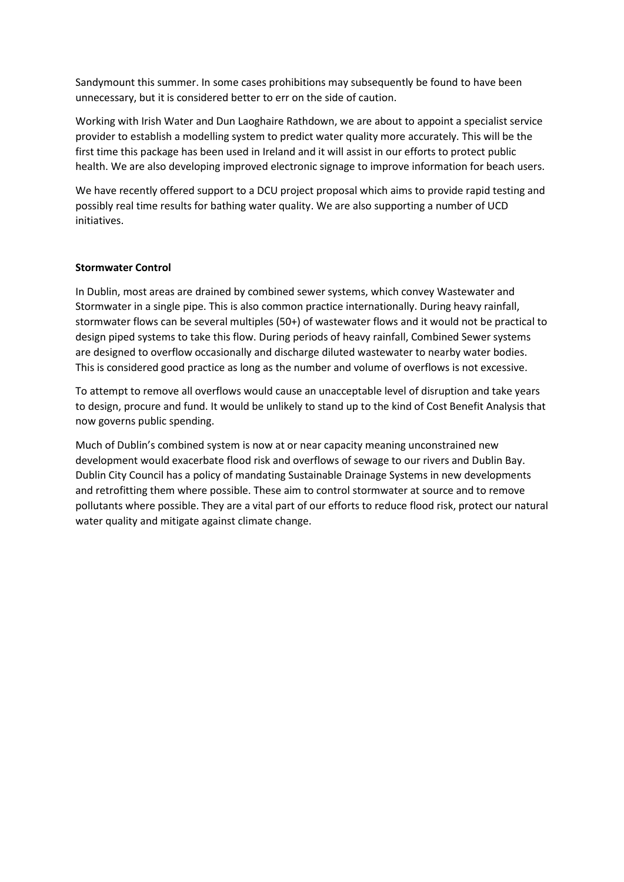Sandymount this summer. In some cases prohibitions may subsequently be found to have been unnecessary, but it is considered better to err on the side of caution.

Working with Irish Water and Dun Laoghaire Rathdown, we are about to appoint a specialist service provider to establish a modelling system to predict water quality more accurately. This will be the first time this package has been used in Ireland and it will assist in our efforts to protect public health. We are also developing improved electronic signage to improve information for beach users.

We have recently offered support to a DCU project proposal which aims to provide rapid testing and possibly real time results for bathing water quality. We are also supporting a number of UCD initiatives.

**Stormwater Control**

In Dublin, most areas are drained by combined sewer systems, which convey Wastewater and Stormwater in a single pipe. This is also common practice internationally. During heavy rainfall, stormwater flows can be several multiples (50+) of wastewater flows and it would not be practical to design piped systems to take this flow. During periods of heavy rainfall, Combined Sewer systems are designed to overflow occasionally and discharge diluted wastewater to nearby water bodies. This is considered good practice as long as the number and volume of overflows is not excessive.

To attempt to remove all overflows would cause an unacceptable level of disruption and take years to design, procure and fund. It would be unlikely to stand up to the kind of Cost Benefit Analysis that now governs public spending.

Much of Dublin's combined system is now at or near capacity meaning unconstrained new development would exacerbate flood risk and overflows of sewage to our rivers and Dublin Bay. Dublin City Council has a policy of mandating Sustainable Drainage Systems in new developments and retrofitting them where possible. These aim to control stormwater at source and to remove pollutants where possible. They are a vital part of our efforts to reduce flood risk, protect our natural water quality and mitigate against climate change.